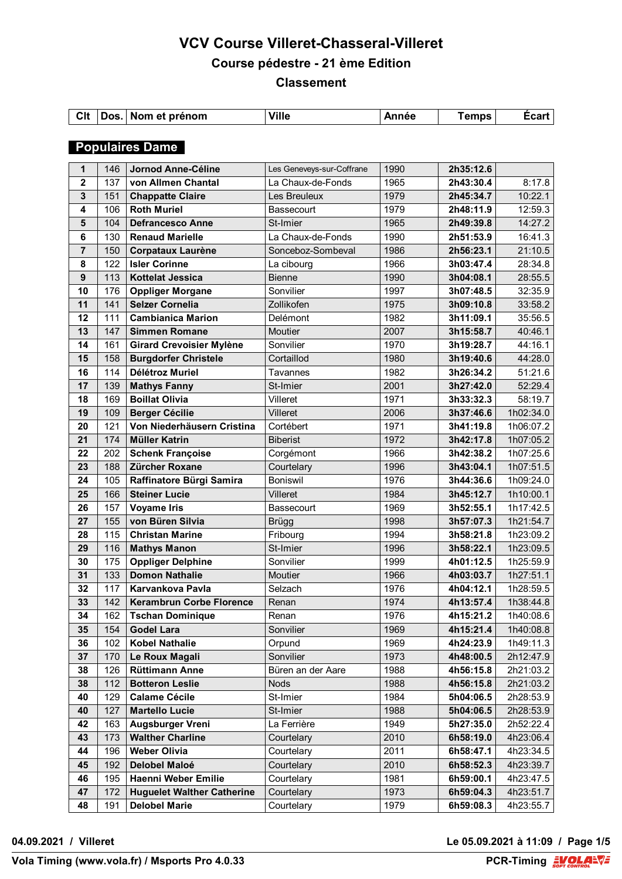# VCV Course Villeret-Chasseral-Villeret

## Course pédestre - 21 ème Edition

## Classement

### Populaires Dame

| Clt | Dos. | Nom et prénom | Ville | Année | Temps | Écart |
|---|---|---|---|---|---|---|
| 1 | 146 | **Jornod Anne-Céline** | Les Geneveys-sur-Coffrane | 1990 | **2h35:12.6** | |
| 2 | 137 | **von Allmen Chantal** | La Chaux-de-Fonds | 1965 | **2h43:30.4** | 8:17.8 |
| 3 | 151 | **Chappatte Claire** | Les Breuleux | 1979 | **2h45:34.7** | 10:22.1 |
| 4 | 106 | **Roth Muriel** | Bassecourt | 1979 | **2h48:11.9** | 12:59.3 |
| 5 | 104 | **Defrancesco Anne** | St-Imier | 1965 | **2h49:39.8** | 14:27.2 |
| 6 | 130 | **Renaud Marielle** | La Chaux-de-Fonds | 1990 | **2h51:53.9** | 16:41.3 |
| 7 | 150 | **Corpataux Laurène** | Sonceboz-Sombeval | 1986 | **2h56:23.1** | 21:10.5 |
| 8 | 122 | **Isler Corinne** | La cibourg | 1966 | **3h03:47.4** | 28:34.8 |
| 9 | 113 | **Kottelat Jessica** | Bienne | 1990 | **3h04:08.1** | 28:55.5 |
| 10 | 176 | **Oppliger Morgane** | Sonvilier | 1997 | **3h07:48.5** | 32:35.9 |
| 11 | 141 | **Selzer Cornelia** | Zollikofen | 1975 | **3h09:10.8** | 33:58.2 |
| 12 | 111 | **Cambianica Marion** | Delémont | 1982 | **3h11:09.1** | 35:56.5 |
| 13 | 147 | **Simmen Romane** | Moutier | 2007 | **3h15:58.7** | 40:46.1 |
| 14 | 161 | **Girard Crevoisier Mylène** | Sonvilier | 1970 | **3h19:28.7** | 44:16.1 |
| 15 | 158 | **Burgdorfer Christele** | Cortaillod | 1980 | **3h19:40.6** | 44:28.0 |
| 16 | 114 | **Délétroz Muriel** | Tavannes | 1982 | **3h26:34.2** | 51:21.6 |
| 17 | 139 | **Mathys Fanny** | St-Imier | 2001 | **3h27:42.0** | 52:29.4 |
| 18 | 169 | **Boillat Olivia** | Villeret | 1971 | **3h33:32.3** | 58:19.7 |
| 19 | 109 | **Berger Cécilie** | Villeret | 2006 | **3h37:46.6** | 1h02:34.0 |
| 20 | 121 | **Von Niederhäusern Cristina** | Cortébert | 1971 | **3h41:19.8** | 1h06:07.2 |
| 21 | 174 | **Müller Katrin** | Biberist | 1972 | **3h42:17.8** | 1h07:05.2 |
| 22 | 202 | **Schenk Françoise** | Corgémont | 1966 | **3h42:38.2** | 1h07:25.6 |
| 23 | 188 | **Zürcher Roxane** | Courtelary | 1996 | **3h43:04.1** | 1h07:51.5 |
| 24 | 105 | **Raffinatore Bürgi Samira** | Boniswil | 1976 | **3h44:36.6** | 1h09:24.0 |
| 25 | 166 | **Steiner Lucie** | Villeret | 1984 | **3h45:12.7** | 1h10:00.1 |
| 26 | 157 | **Voyame Iris** | Bassecourt | 1969 | **3h52:55.1** | 1h17:42.5 |
| 27 | 155 | **von Büren Silvia** | Brügg | 1998 | **3h57:07.3** | 1h21:54.7 |
| 28 | 115 | **Christan Marine** | Fribourg | 1994 | **3h58:21.8** | 1h23:09.2 |
| 29 | 116 | **Mathys Manon** | St-Imier | 1996 | **3h58:22.1** | 1h23:09.5 |
| 30 | 175 | **Oppliger Delphine** | Sonvilier | 1999 | **4h01:12.5** | 1h25:59.9 |
| 31 | 133 | **Domon Nathalie** | Moutier | 1966 | **4h03:03.7** | 1h27:51.1 |
| 32 | 117 | **Karvankova Pavla** | Selzach | 1976 | **4h04:12.1** | 1h28:59.5 |
| 33 | 142 | **Kerambrun Corbe Florence** | Renan | 1974 | **4h13:57.4** | 1h38:44.8 |
| 34 | 162 | **Tschan Dominique** | Renan | 1976 | **4h15:21.2** | 1h40:08.6 |
| 35 | 154 | **Godel Lara** | Sonvilier | 1969 | **4h15:21.4** | 1h40:08.8 |
| 36 | 102 | **Kobel Nathalie** | Orpund | 1969 | **4h24:23.9** | 1h49:11.3 |
| 37 | 170 | **Le Roux Magali** | Sonvilier | 1973 | **4h48:00.5** | 2h12:47.9 |
| 38 | 126 | **Rüttimann Anne** | Büren an der Aare | 1988 | **4h56:15.8** | 2h21:03.2 |
| 38 | 112 | **Botteron Leslie** | Nods | 1988 | **4h56:15.8** | 2h21:03.2 |
| 40 | 129 | **Calame Cécile** | St-Imier | 1984 | **5h04:06.5** | 2h28:53.9 |
| 40 | 127 | **Martello Lucie** | St-Imier | 1988 | **5h04:06.5** | 2h28:53.9 |
| 42 | 163 | **Augsburger Vreni** | La Ferrière | 1949 | **5h27:35.0** | 2h52:22.4 |
| 43 | 173 | **Walther Charline** | Courtelary | 2010 | **6h58:19.0** | 4h23:06.4 |
| 44 | 196 | **Weber Olivia** | Courtelary | 2011 | **6h58:47.1** | 4h23:34.5 |
| 45 | 192 | **Delobel Maloé** | Courtelary | 2010 | **6h58:52.3** | 4h23:39.7 |
| 46 | 195 | **Haenni Weber Emilie** | Courtelary | 1981 | **6h59:00.1** | 4h23:47.5 |
| 47 | 172 | **Huguelet Walther Catherine** | Courtelary | 1973 | **6h59:04.3** | 4h23:51.7 |
| 48 | 191 | **Delobel Marie** | Courtelary | 1979 | **6h59:08.3** | 4h23:55.7 |

**04.09.2021 / Villeret** — **Le 05.09.2021 à 11:09**

**Vola Timing (www.vola.fr) / Msports Pro 4.0.33** — **PCR-Timing**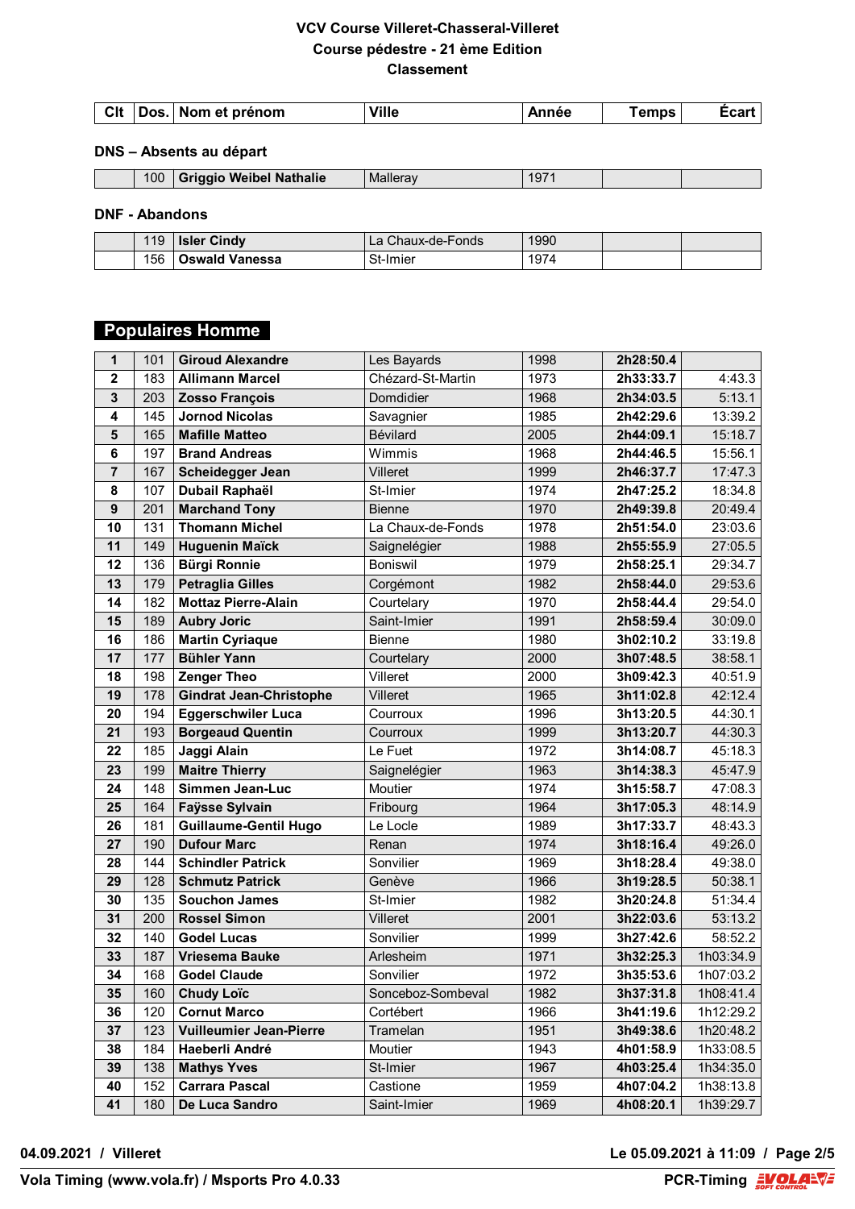# VCV Course Villeret-Chasseral-Villeret

## Course pédestre - 21 ème Edition

## Classement

| Clt | Dos. | Nom et prénom | Ville | Année | Temps | Écart |
|---|---|---|---|---|---|---|

### DNS – Absents au départ

| Clt | Dos. | Nom et prénom | Ville | Année | Temps | Écart |
|---|---|---|---|---|---|---|
| | 100 | **Griggio Weibel Nathalie** | Malleray | 1971 | | |

### DNF - Abandons

| Clt | Dos. | Nom et prénom | Ville | Année | Temps | Écart |
|---|---|---|---|---|---|---|
| | 119 | **Isler Cindy** | La Chaux-de-Fonds | 1990 | | |
| | 156 | **Oswald Vanessa** | St-Imier | 1974 | | |

## Populaires Homme

| Clt | Dos. | Nom et prénom | Ville | Année | Temps | Écart |
|---|---|---|---|---|---|---|
| **1** | 101 | **Giroud Alexandre** | Les Bayards | 1998 | **2h28:50.4** | |
| **2** | 183 | **Allimann Marcel** | Chézard-St-Martin | 1973 | **2h33:33.7** | 4:43.3 |
| **3** | 203 | **Zosso François** | Domdidier | 1968 | **2h34:03.5** | 5:13.1 |
| **4** | 145 | **Jornod Nicolas** | Savagnier | 1985 | **2h42:29.6** | 13:39.2 |
| **5** | 165 | **Mafille Matteo** | Bévilard | 2005 | **2h44:09.1** | 15:18.7 |
| **6** | 197 | **Brand Andreas** | Wimmis | 1968 | **2h44:46.5** | 15:56.1 |
| **7** | 167 | **Scheidegger Jean** | Villeret | 1999 | **2h46:37.7** | 17:47.3 |
| **8** | 107 | **Dubail Raphaël** | St-Imier | 1974 | **2h47:25.2** | 18:34.8 |
| **9** | 201 | **Marchand Tony** | Bienne | 1970 | **2h49:39.8** | 20:49.4 |
| **10** | 131 | **Thomann Michel** | La Chaux-de-Fonds | 1978 | **2h51:54.0** | 23:03.6 |
| **11** | 149 | **Huguenin Maïck** | Saignelégier | 1988 | **2h55:55.9** | 27:05.5 |
| **12** | 136 | **Bürgi Ronnie** | Boniswil | 1979 | **2h58:25.1** | 29:34.7 |
| **13** | 179 | **Petraglia Gilles** | Corgémont | 1982 | **2h58:44.0** | 29:53.6 |
| **14** | 182 | **Mottaz Pierre-Alain** | Courtelary | 1970 | **2h58:44.4** | 29:54.0 |
| **15** | 189 | **Aubry Joric** | Saint-Imier | 1991 | **2h58:59.4** | 30:09.0 |
| **16** | 186 | **Martin Cyriaque** | Bienne | 1980 | **3h02:10.2** | 33:19.8 |
| **17** | 177 | **Bühler Yann** | Courtelary | 2000 | **3h07:48.5** | 38:58.1 |
| **18** | 198 | **Zenger Theo** | Villeret | 2000 | **3h09:42.3** | 40:51.9 |
| **19** | 178 | **Gindrat Jean-Christophe** | Villeret | 1965 | **3h11:02.8** | 42:12.4 |
| **20** | 194 | **Eggerschwiler Luca** | Courroux | 1996 | **3h13:20.5** | 44:30.1 |
| **21** | 193 | **Borgeaud Quentin** | Courroux | 1999 | **3h13:20.7** | 44:30.3 |
| **22** | 185 | **Jaggi Alain** | Le Fuet | 1972 | **3h14:08.7** | 45:18.3 |
| **23** | 199 | **Maitre Thierry** | Saignelégier | 1963 | **3h14:38.3** | 45:47.9 |
| **24** | 148 | **Simmen Jean-Luc** | Moutier | 1974 | **3h15:58.7** | 47:08.3 |
| **25** | 164 | **Faÿsse Sylvain** | Fribourg | 1964 | **3h17:05.3** | 48:14.9 |
| **26** | 181 | **Guillaume-Gentil Hugo** | Le Locle | 1989 | **3h17:33.7** | 48:43.3 |
| **27** | 190 | **Dufour Marc** | Renan | 1974 | **3h18:16.4** | 49:26.0 |
| **28** | 144 | **Schindler Patrick** | Sonvilier | 1969 | **3h18:28.4** | 49:38.0 |
| **29** | 128 | **Schmutz Patrick** | Genève | 1966 | **3h19:28.5** | 50:38.1 |
| **30** | 135 | **Souchon James** | St-Imier | 1982 | **3h20:24.8** | 51:34.4 |
| **31** | 200 | **Rossel Simon** | Villeret | 2001 | **3h22:03.6** | 53:13.2 |
| **32** | 140 | **Godel Lucas** | Sonvilier | 1999 | **3h27:42.6** | 58:52.2 |
| **33** | 187 | **Vriesema Bauke** | Arlesheim | 1971 | **3h32:25.3** | 1h03:34.9 |
| **34** | 168 | **Godel Claude** | Sonvilier | 1972 | **3h35:53.6** | 1h07:03.2 |
| **35** | 160 | **Chudy Loïc** | Sonceboz-Sombeval | 1982 | **3h37:31.8** | 1h08:41.4 |
| **36** | 120 | **Cornut Marco** | Cortébert | 1966 | **3h41:19.6** | 1h12:29.2 |
| **37** | 123 | **Vuilleumier Jean-Pierre** | Tramelan | 1951 | **3h49:38.6** | 1h20:48.2 |
| **38** | 184 | **Haeberli André** | Moutier | 1943 | **4h01:58.9** | 1h33:08.5 |
| **39** | 138 | **Mathys Yves** | St-Imier | 1967 | **4h03:25.4** | 1h34:35.0 |
| **40** | 152 | **Carrara Pascal** | Castione | 1959 | **4h07:04.2** | 1h38:13.8 |
| **41** | 180 | **De Luca Sandro** | Saint-Imier | 1969 | **4h08:20.1** | 1h39:29.7 |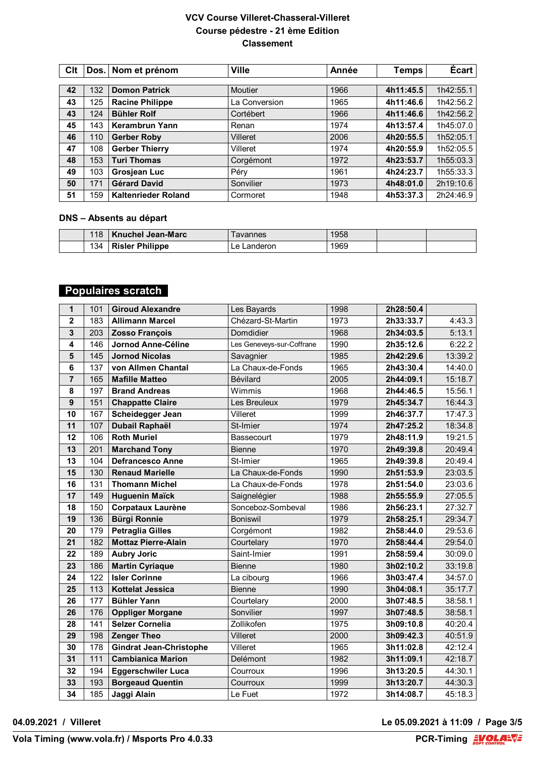# VCV Course Villeret-Chasseral-Villeret
## Course pédestre - 21 ème Edition
## Classement

| Clt | Dos. | Nom et prénom | Ville | Année | Temps | Écart |
|---|---|---|---|---|---|---|
| 42 | 132 | **Domon Patrick** | Moutier | 1966 | **4h11:45.5** | 1h42:55.1 |
| 43 | 125 | **Racine Philippe** | La Conversion | 1965 | **4h11:46.6** | 1h42:56.2 |
| 43 | 124 | **Bühler Rolf** | Cortébert | 1966 | **4h11:46.6** | 1h42:56.2 |
| 45 | 143 | **Kerambrun Yann** | Renan | 1974 | **4h13:57.4** | 1h45:07.0 |
| 46 | 110 | **Gerber Roby** | Villeret | 2006 | **4h20:55.5** | 1h52:05.1 |
| 47 | 108 | **Gerber Thierry** | Villeret | 1974 | **4h20:55.9** | 1h52:05.5 |
| 48 | 153 | **Turi Thomas** | Corgémont | 1972 | **4h23:53.7** | 1h55:03.3 |
| 49 | 103 | **Grosjean Luc** | Péry | 1961 | **4h24:23.7** | 1h55:33.3 |
| 50 | 171 | **Gérard David** | Sonvilier | 1973 | **4h48:01.0** | 2h19:10.6 |
| 51 | 159 | **Kaltenrieder Roland** | Cormoret | 1948 | **4h53:37.3** | 2h24:46.9 |

### DNS – Absents au départ

| Clt | Dos. | Nom et prénom | Ville | Année | Temps | Écart |
|---|---|---|---|---|---|---|
| | 118 | **Knuchel Jean-Marc** | Tavannes | 1958 | | |
| | 134 | **Risler Philippe** | Le Landeron | 1969 | | |

## Populaires scratch

| Clt | Dos. | Nom et prénom | Ville | Année | Temps | Écart |
|---|---|---|---|---|---|---|
| 1 | 101 | **Giroud Alexandre** | Les Bayards | 1998 | **2h28:50.4** | |
| 2 | 183 | **Allimann Marcel** | Chézard-St-Martin | 1973 | **2h33:33.7** | 4:43.3 |
| 3 | 203 | **Zosso François** | Domdidier | 1968 | **2h34:03.5** | 5:13.1 |
| 4 | 146 | **Jornod Anne-Céline** | Les Geneveys-sur-Coffrane | 1990 | **2h35:12.6** | 6:22.2 |
| 5 | 145 | **Jornod Nicolas** | Savagnier | 1985 | **2h42:29.6** | 13:39.2 |
| 6 | 137 | **von Allmen Chantal** | La Chaux-de-Fonds | 1965 | **2h43:30.4** | 14:40.0 |
| 7 | 165 | **Mafille Matteo** | Bévilard | 2005 | **2h44:09.1** | 15:18.7 |
| 8 | 197 | **Brand Andreas** | Wimmis | 1968 | **2h44:46.5** | 15:56.1 |
| 9 | 151 | **Chappatte Claire** | Les Breuleux | 1979 | **2h45:34.7** | 16:44.3 |
| 10 | 167 | **Scheidegger Jean** | Villeret | 1999 | **2h46:37.7** | 17:47.3 |
| 11 | 107 | **Dubail Raphaël** | St-Imier | 1974 | **2h47:25.2** | 18:34.8 |
| 12 | 106 | **Roth Muriel** | Bassecourt | 1979 | **2h48:11.9** | 19:21.5 |
| 13 | 201 | **Marchand Tony** | Bienne | 1970 | **2h49:39.8** | 20:49.4 |
| 13 | 104 | **Defrancesco Anne** | St-Imier | 1965 | **2h49:39.8** | 20:49.4 |
| 15 | 130 | **Renaud Marielle** | La Chaux-de-Fonds | 1990 | **2h51:53.9** | 23:03.5 |
| 16 | 131 | **Thomann Michel** | La Chaux-de-Fonds | 1978 | **2h51:54.0** | 23:03.6 |
| 17 | 149 | **Huguenin Maïck** | Saignelégier | 1988 | **2h55:55.9** | 27:05.5 |
| 18 | 150 | **Corpataux Laurène** | Sonceboz-Sombeval | 1986 | **2h56:23.1** | 27:32.7 |
| 19 | 136 | **Bürgi Ronnie** | Boniswil | 1979 | **2h58:25.1** | 29:34.7 |
| 20 | 179 | **Petraglia Gilles** | Corgémont | 1982 | **2h58:44.0** | 29:53.6 |
| 21 | 182 | **Mottaz Pierre-Alain** | Courtelary | 1970 | **2h58:44.4** | 29:54.0 |
| 22 | 189 | **Aubry Joric** | Saint-Imier | 1991 | **2h58:59.4** | 30:09.0 |
| 23 | 186 | **Martin Cyriaque** | Bienne | 1980 | **3h02:10.2** | 33:19.8 |
| 24 | 122 | **Isler Corinne** | La cibourg | 1966 | **3h03:47.4** | 34:57.0 |
| 25 | 113 | **Kottelat Jessica** | Bienne | 1990 | **3h04:08.1** | 35:17.7 |
| 26 | 177 | **Bühler Yann** | Courtelary | 2000 | **3h07:48.5** | 38:58.1 |
| 26 | 176 | **Oppliger Morgane** | Sonvilier | 1997 | **3h07:48.5** | 38:58.1 |
| 28 | 141 | **Selzer Cornelia** | Zollikofen | 1975 | **3h09:10.8** | 40:20.4 |
| 29 | 198 | **Zenger Theo** | Villeret | 2000 | **3h09:42.3** | 40:51.9 |
| 30 | 178 | **Gindrat Jean-Christophe** | Villeret | 1965 | **3h11:02.8** | 42:12.4 |
| 31 | 111 | **Cambianica Marion** | Delémont | 1982 | **3h11:09.1** | 42:18.7 |
| 32 | 194 | **Eggerschwiler Luca** | Courroux | 1996 | **3h13:20.5** | 44:30.1 |
| 33 | 193 | **Borgeaud Quentin** | Courroux | 1999 | **3h13:20.7** | 44:30.3 |
| 34 | 185 | **Jaggi Alain** | Le Fuet | 1972 | **3h14:08.7** | 45:18.3 |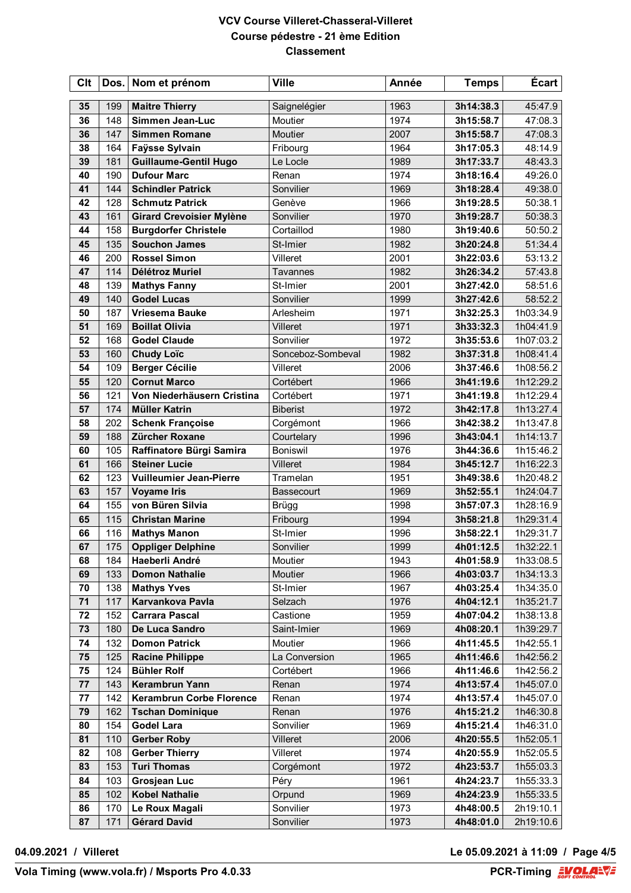# VCV Course Villeret-Chasseral-Villeret

## Course pédestre - 21 ème Edition

## Classement

| Clt | Dos. | Nom et prénom | Ville | Année | Temps | Écart |
|---|---|---|---|---|---|---|
| 35 | 199 | **Maitre Thierry** | Saignelégier | 1963 | **3h14:38.3** | 45:47.9 |
| 36 | 148 | **Simmen Jean-Luc** | Moutier | 1974 | **3h15:58.7** | 47:08.3 |
| 36 | 147 | **Simmen Romane** | Moutier | 2007 | **3h15:58.7** | 47:08.3 |
| 38 | 164 | **Faÿsse Sylvain** | Fribourg | 1964 | **3h17:05.3** | 48:14.9 |
| 39 | 181 | **Guillaume-Gentil Hugo** | Le Locle | 1989 | **3h17:33.7** | 48:43.3 |
| 40 | 190 | **Dufour Marc** | Renan | 1974 | **3h18:16.4** | 49:26.0 |
| 41 | 144 | **Schindler Patrick** | Sonvilier | 1969 | **3h18:28.4** | 49:38.0 |
| 42 | 128 | **Schmutz Patrick** | Genève | 1966 | **3h19:28.5** | 50:38.1 |
| 43 | 161 | **Girard Crevoisier Mylène** | Sonvilier | 1970 | **3h19:28.7** | 50:38.3 |
| 44 | 158 | **Burgdorfer Christele** | Cortaillod | 1980 | **3h19:40.6** | 50:50.2 |
| 45 | 135 | **Souchon James** | St-Imier | 1982 | **3h20:24.8** | 51:34.4 |
| 46 | 200 | **Rossel Simon** | Villeret | 2001 | **3h22:03.6** | 53:13.2 |
| 47 | 114 | **Délétroz Muriel** | Tavannes | 1982 | **3h26:34.2** | 57:43.8 |
| 48 | 139 | **Mathys Fanny** | St-Imier | 2001 | **3h27:42.0** | 58:51.6 |
| 49 | 140 | **Godel Lucas** | Sonvilier | 1999 | **3h27:42.6** | 58:52.2 |
| 50 | 187 | **Vriesema Bauke** | Arlesheim | 1971 | **3h32:25.3** | 1h03:34.9 |
| 51 | 169 | **Boillat Olivia** | Villeret | 1971 | **3h33:32.3** | 1h04:41.9 |
| 52 | 168 | **Godel Claude** | Sonvilier | 1972 | **3h35:53.6** | 1h07:03.2 |
| 53 | 160 | **Chudy Loïc** | Sonceboz-Sombeval | 1982 | **3h37:31.8** | 1h08:41.4 |
| 54 | 109 | **Berger Cécilie** | Villeret | 2006 | **3h37:46.6** | 1h08:56.2 |
| 55 | 120 | **Cornut Marco** | Cortébert | 1966 | **3h41:19.6** | 1h12:29.2 |
| 56 | 121 | **Von Niederhäusern Cristina** | Cortébert | 1971 | **3h41:19.8** | 1h12:29.4 |
| 57 | 174 | **Müller Katrin** | Biberist | 1972 | **3h42:17.8** | 1h13:27.4 |
| 58 | 202 | **Schenk Françoise** | Corgémont | 1966 | **3h42:38.2** | 1h13:47.8 |
| 59 | 188 | **Zürcher Roxane** | Courtelary | 1996 | **3h43:04.1** | 1h14:13.7 |
| 60 | 105 | **Raffinatore Bürgi Samira** | Boniswil | 1976 | **3h44:36.6** | 1h15:46.2 |
| 61 | 166 | **Steiner Lucie** | Villeret | 1984 | **3h45:12.7** | 1h16:22.3 |
| 62 | 123 | **Vuilleumier Jean-Pierre** | Tramelan | 1951 | **3h49:38.6** | 1h20:48.2 |
| 63 | 157 | **Voyame Iris** | Bassecourt | 1969 | **3h52:55.1** | 1h24:04.7 |
| 64 | 155 | **von Büren Silvia** | Brügg | 1998 | **3h57:07.3** | 1h28:16.9 |
| 65 | 115 | **Christan Marine** | Fribourg | 1994 | **3h58:21.8** | 1h29:31.4 |
| 66 | 116 | **Mathys Manon** | St-Imier | 1996 | **3h58:22.1** | 1h29:31.7 |
| 67 | 175 | **Oppliger Delphine** | Sonvilier | 1999 | **4h01:12.5** | 1h32:22.1 |
| 68 | 184 | **Haeberli André** | Moutier | 1943 | **4h01:58.9** | 1h33:08.5 |
| 69 | 133 | **Domon Nathalie** | Moutier | 1966 | **4h03:03.7** | 1h34:13.3 |
| 70 | 138 | **Mathys Yves** | St-Imier | 1967 | **4h03:25.4** | 1h34:35.0 |
| 71 | 117 | **Karvankova Pavla** | Selzach | 1976 | **4h04:12.1** | 1h35:21.7 |
| 72 | 152 | **Carrara Pascal** | Castione | 1959 | **4h07:04.2** | 1h38:13.8 |
| 73 | 180 | **De Luca Sandro** | Saint-Imier | 1969 | **4h08:20.1** | 1h39:29.7 |
| 74 | 132 | **Domon Patrick** | Moutier | 1966 | **4h11:45.5** | 1h42:55.1 |
| 75 | 125 | **Racine Philippe** | La Conversion | 1965 | **4h11:46.6** | 1h42:56.2 |
| 75 | 124 | **Bühler Rolf** | Cortébert | 1966 | **4h11:46.6** | 1h42:56.2 |
| 77 | 143 | **Kerambrun Yann** | Renan | 1974 | **4h13:57.4** | 1h45:07.0 |
| 77 | 142 | **Kerambrun Corbe Florence** | Renan | 1974 | **4h13:57.4** | 1h45:07.0 |
| 79 | 162 | **Tschan Dominique** | Renan | 1976 | **4h15:21.2** | 1h46:30.8 |
| 80 | 154 | **Godel Lara** | Sonvilier | 1969 | **4h15:21.4** | 1h46:31.0 |
| 81 | 110 | **Gerber Roby** | Villeret | 2006 | **4h20:55.5** | 1h52:05.1 |
| 82 | 108 | **Gerber Thierry** | Villeret | 1974 | **4h20:55.9** | 1h52:05.5 |
| 83 | 153 | **Turi Thomas** | Corgémont | 1972 | **4h23:53.7** | 1h55:03.3 |
| 84 | 103 | **Grosjean Luc** | Péry | 1961 | **4h24:23.7** | 1h55:33.3 |
| 85 | 102 | **Kobel Nathalie** | Orpund | 1969 | **4h24:23.9** | 1h55:33.5 |
| 86 | 170 | **Le Roux Magali** | Sonvilier | 1973 | **4h48:00.5** | 2h19:10.1 |
| 87 | 171 | **Gérard David** | Sonvilier | 1973 | **4h48:01.0** | 2h19:10.6 |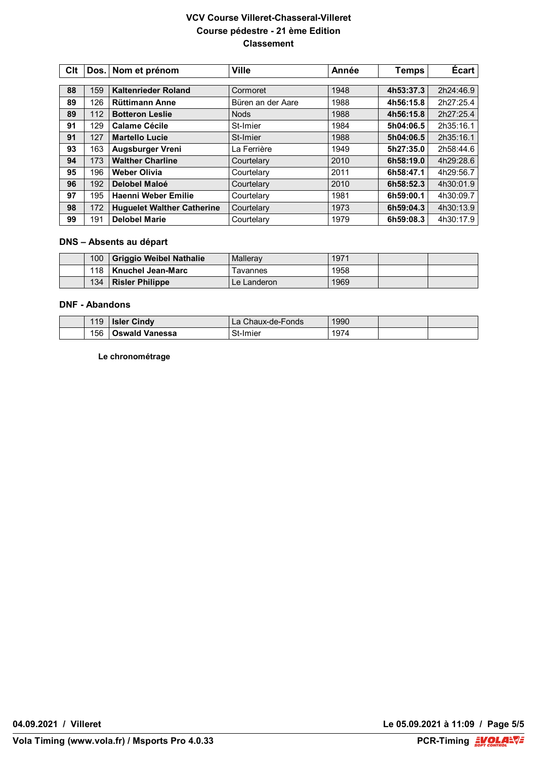# VCV Course Villeret-Chasseral-Villeret

## Course pédestre - 21 ème Edition

## Classement

| Clt | Dos. | Nom et prénom | Ville | Année | Temps | Écart |
|---|---|---|---|---|---|---|
| 88 | 159 | **Kaltenrieder Roland** | Cormoret | 1948 | **4h53:37.3** | 2h24:46.9 |
| 89 | 126 | **Rüttimann Anne** | Büren an der Aare | 1988 | **4h56:15.8** | 2h27:25.4 |
| 89 | 112 | **Botteron Leslie** | Nods | 1988 | **4h56:15.8** | 2h27:25.4 |
| 91 | 129 | **Calame Cécile** | St-Imier | 1984 | **5h04:06.5** | 2h35:16.1 |
| 91 | 127 | **Martello Lucie** | St-Imier | 1988 | **5h04:06.5** | 2h35:16.1 |
| 93 | 163 | **Augsburger Vreni** | La Ferrière | 1949 | **5h27:35.0** | 2h58:44.6 |
| 94 | 173 | **Walther Charline** | Courtelary | 2010 | **6h58:19.0** | 4h29:28.6 |
| 95 | 196 | **Weber Olivia** | Courtelary | 2011 | **6h58:47.1** | 4h29:56.7 |
| 96 | 192 | **Delobel Maloé** | Courtelary | 2010 | **6h58:52.3** | 4h30:01.9 |
| 97 | 195 | **Haenni Weber Emilie** | Courtelary | 1981 | **6h59:00.1** | 4h30:09.7 |
| 98 | 172 | **Huguelet Walther Catherine** | Courtelary | 1973 | **6h59:04.3** | 4h30:13.9 |
| 99 | 191 | **Delobel Marie** | Courtelary | 1979 | **6h59:08.3** | 4h30:17.9 |

### DNS – Absents au départ

| | | | | | | |
|---|---|---|---|---|---|---|
| | 100 | **Griggio Weibel Nathalie** | Malleray | 1971 | | |
| | 118 | **Knuchel Jean-Marc** | Tavannes | 1958 | | |
| | 134 | **Risler Philippe** | Le Landeron | 1969 | | |

### DNF - Abandons

| | | | | | | |
|---|---|---|---|---|---|---|
| | 119 | **Isler Cindy** | La Chaux-de-Fonds | 1990 | | |
| | 156 | **Oswald Vanessa** | St-Imier | 1974 | | |

**Le chronométrage**

**04.09.2021 / Villeret** — **Le 05.09.2021 à 11:09**

**Vola Timing (www.vola.fr) / Msports Pro 4.0.33** — **PCR-Timing**